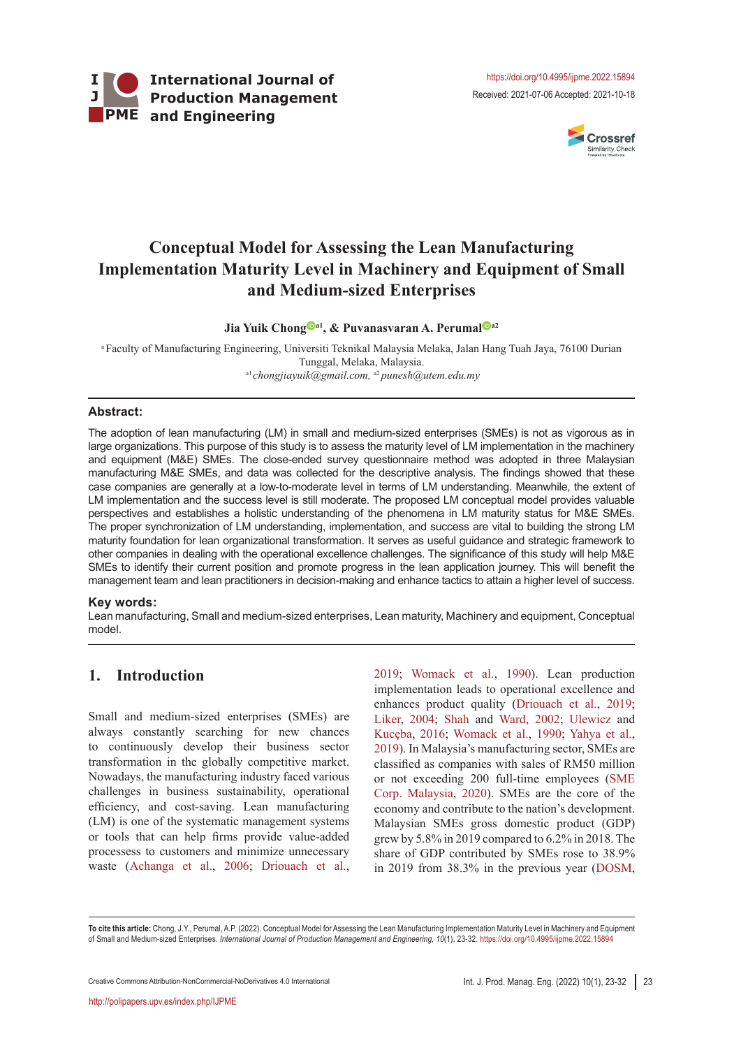International Journal of Production Management and Engineering

https://doi.org/10.4995/ijpme.2022.15894

Received: 2021-07-06 Accepted: 2021-10-18

# Conceptual Model for Assessing the Lean Manufacturing Implementation Maturity Level in Machinery and Equipment of Small and Medium-sized Enterprises

**Jia Yuik Chong[a1], & Puvanasvaran A. Perumal[a2]**

[a] Faculty of Manufacturing Engineering, Universiti Teknikal Malaysia Melaka, Jalan Hang Tuah Jaya, 76100 Durian Tunggal, Melaka, Malaysia.

[a1] *chongjiayuik@gmail.com,* [a2] *punesh@utem.edu.my*

## Abstract:

The adoption of lean manufacturing (LM) in small and medium-sized enterprises (SMEs) is not as vigorous as in large organizations. This purpose of this study is to assess the maturity level of LM implementation in the machinery and equipment (M&E) SMEs. The close-ended survey questionnaire method was adopted in three Malaysian manufacturing M&E SMEs, and data was collected for the descriptive analysis. The findings showed that these case companies are generally at a low-to-moderate level in terms of LM understanding. Meanwhile, the extent of LM implementation and the success level is still moderate. The proposed LM conceptual model provides valuable perspectives and establishes a holistic understanding of the phenomena in LM maturity status for M&E SMEs. The proper synchronization of LM understanding, implementation, and success are vital to building the strong LM maturity foundation for lean organizational transformation. It serves as useful guidance and strategic framework to other companies in dealing with the operational excellence challenges. The significance of this study will help M&E SMEs to identify their current position and promote progress in the lean application journey. This will benefit the management team and lean practitioners in decision-making and enhance tactics to attain a higher level of success.

## Key words:

Lean manufacturing, Small and medium-sized enterprises, Lean maturity, Machinery and equipment, Conceptual model.

## 1. Introduction

Small and medium-sized enterprises (SMEs) are always constantly searching for new chances to continuously develop their business transformation in the globally competitive market. Nowadays, the manufacturing industry faced various challenges in business sustainability, operational efficiency, and cost-saving. Lean manufacturing (LM) is one of the systematic management systems or tools that can help firms provide value-added processess to customers and minimize unnecessary waste (Achanga et al., 2006; Driouach et al., 2019; Womack et al., 1990). Lean production implementation leads to operational excellence and enhances product quality (Driouach et al., 2019; Liker, 2004; Shah and Ward, 2002; Ulewicz and Kuceba, 2016; Womack et al., 1990; Yahya et al., 2019). In Malaysia's manufacturing sector, SMEs are classified as companies with sales of RM50 million or not exceeding 200 full-time employees (SME Corp. Malaysia, 2020). SMEs are the core of the economy and contribute to the nation's development. Malaysian SMEs gross domestic product (GDP) grew by 5.8% in 2019 compared to 6.2% in 2018. The share of GDP contributed by SMEs rose to 38.9% in 2019 from 38.3% in the previous year (DOSM,

**To cite this article:** Chong, J.Y., Perumal, A.P. (2022). Conceptual Model for Assessing the Lean Manufacturing Implementation Maturity Level in Machinery and Equipment of Small and Medium-sized Enterprises. *International Journal of Production Management and Engineering, 10*(1), 23-32. https://doi.org/10.4995/ijpme.2022.15894

Creative Commons Attribution-NonCommercial-NoDerivatives 4.0 International

http://polipapers.upv.es/index.php/IJPME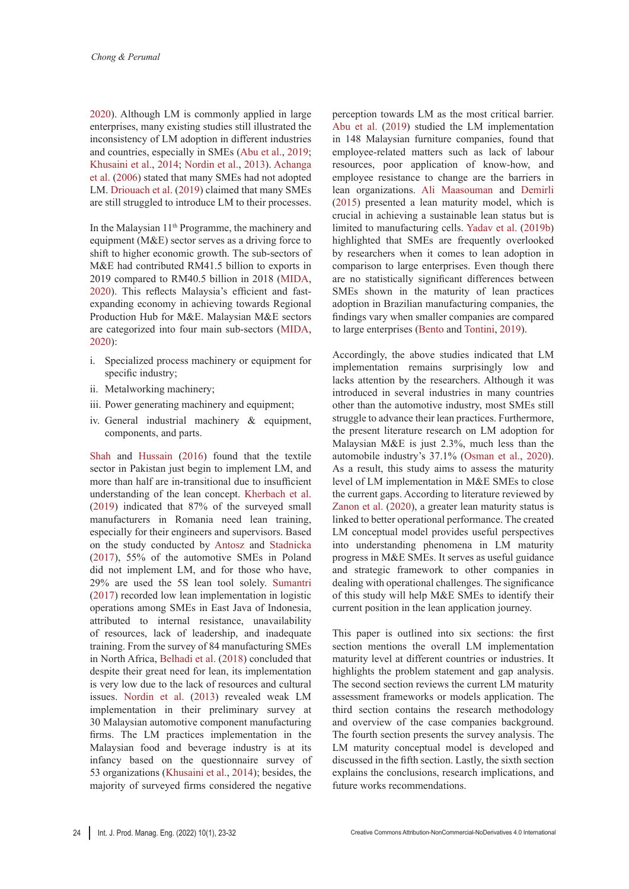2020). Although LM is commonly applied in large enterprises, many existing studies still illustrated the inconsistency of LM adoption in different industries and countries, especially in SMEs (Abu et al., 2019; Khusaini et al., 2014; Nordin et al., 2013). Achanga et al. (2006) stated that many SMEs had not adopted LM. Driouach et al. (2019) claimed that many SMEs are still struggled to introduce LM to their processes.

In the Malaysian 11th Programme, the machinery and equipment (M&E) sector serves as a driving force to shift to higher economic growth. The sub-sectors of M&E had contributed RM41.5 billion to exports in 2019 compared to RM40.5 billion in 2018 (MIDA, 2020). This reflects Malaysia's efficient and fast-expanding economy in achieving towards Regional Production Hub for M&E. Malaysian M&E sectors are categorized into four main sub-sectors (MIDA, 2020):

i. Specialized process machinery or equipment for specific industry;
ii. Metalworking machinery;
iii. Power generating machinery and equipment;
iv. General industrial machinery & equipment, components, and parts.

Shah and Hussain (2016) found that the textile sector in Pakistan just begin to implement LM, and more than half are in-transitional due to insufficient understanding of the lean concept. Kherbach et al. (2019) indicated that 87% of the surveyed small manufacturers in Romania need lean training, especially for their engineers and supervisors. Based on the study conducted by Antosz and Stadnicka (2017), 55% of the automotive SMEs in Poland did not implement LM, and for those who have, 29% are used the 5S lean tool solely. Sumantri (2017) recorded low lean implementation in logistic operations among SMEs in East Java of Indonesia, attributed to internal resistance, unavailability of resources, lack of leadership, and inadequate training. From the survey of 84 manufacturing SMEs in North Africa, Belhadi et al. (2018) concluded that despite their great need for lean, its implementation is very low due to the lack of resources and cultural issues. Nordin et al. (2013) revealed weak LM implementation in their preliminary survey at 30 Malaysian automotive component manufacturing firms. The LM practices implementation in the Malaysian food and beverage industry is at its infancy based on the questionnaire survey of 53 organizations (Khusaini et al., 2014); besides, the majority of surveyed firms considered the negative perception towards LM as the most critical barrier. Abu et al. (2019) studied the LM implementation in 148 Malaysian furniture companies, found that employee-related matters such as lack of labour resources, poor application of know-how, and employee resistance to change are the barriers in lean organizations. Ali Maasouman and Demirli (2015) presented a lean maturity model, which is crucial in achieving a sustainable lean status but is limited to manufacturing cells. Yadav et al. (2019b) highlighted that SMEs are frequently overlooked by researchers when it comes to lean adoption in comparison to large enterprises. Even though there are no statistically significant differences between SMEs shown in the maturity of lean practices adoption in Brazilian manufacturing companies, the findings vary when smaller companies are compared to large enterprises (Bento and Tontini, 2019).

Accordingly, the above studies indicated that LM implementation remains surprisingly low and lacks attention by the researchers. Although it was introduced in several industries in many countries other than the automotive industry, most SMEs still struggle to advance their lean practices. Furthermore, the present literature research on LM adoption for Malaysian M&E is just 2.3%, much less than the automobile industry's 37.1% (Osman et al., 2020). As a result, this study aims to assess the maturity level of LM implementation in M&E SMEs to close the current gaps. According to literature reviewed by Zanon et al. (2020), a greater lean maturity status is linked to better operational performance. The created LM conceptual model provides useful perspectives into understanding phenomena in LM maturity progress in M&E SMEs. It serves as useful guidance and strategic framework to other companies in dealing with operational challenges. The significance of this study will help M&E SMEs to identify their current position in the lean application journey.

This paper is outlined into six sections: the first section mentions the overall LM implementation maturity level at different countries or industries. It highlights the problem statement and gap analysis. The second section reviews the current LM maturity assessment frameworks or models application. The third section contains the research methodology and overview of the case companies background. The fourth section presents the survey analysis. The LM maturity conceptual model is developed and discussed in the fifth section. Lastly, the sixth section explains the conclusions, research implications, and future works recommendations.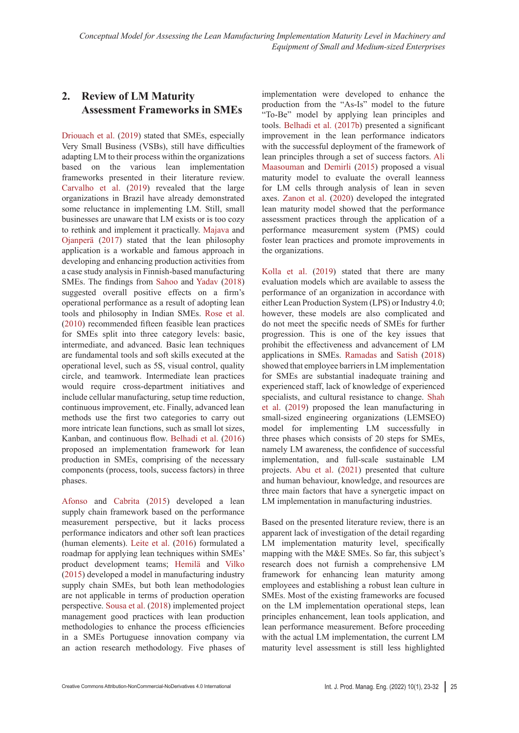## 2. Review of LM Maturity Assessment Frameworks in SMEs

Driouach et al. (2019) stated that SMEs, especially Very Small Business (VSBs), still have difficulties adapting LM to their process within the organizations based on the various lean implementation frameworks presented in their literature review. Carvalho et al. (2019) revealed that the large organizations in Brazil have already demonstrated some reluctance in implementing LM. Still, small businesses are unaware that LM exists or is too cozy to rethink and implement it practically. Majava and Ojanperä (2017) stated that the lean philosophy application is a workable and famous approach in developing and enhancing production activities from a case study analysis in Finnish-based manufacturing SMEs. The findings from Sahoo and Yadav (2018) suggested overall positive effects on a firm's operational performance as a result of adopting lean tools and philosophy in Indian SMEs. Rose et al. (2010) recommended fifteen feasible lean practices for SMEs split into three category levels: basic, intermediate, and advanced. Basic lean techniques are fundamental tools and soft skills executed at the operational level, such as 5S, visual control, quality circle, and teamwork. Intermediate lean practices would require cross-department initiatives and include cellular manufacturing, setup time reduction, continuous improvement, etc. Finally, advanced lean methods use the first two categories to carry out more intricate lean functions, such as small lot sizes, Kanban, and continuous flow. Belhadi et al. (2016) proposed an implementation framework for lean production in SMEs, comprising of the necessary components (process, tools, success factors) in three phases.

Afonso and Cabrita (2015) developed a lean supply chain framework based on the performance measurement perspective, but it lacks process performance indicators and other soft lean practices (human elements). Leite et al. (2016) formulated a roadmap for applying lean techniques within SMEs' product development teams; Hemilä and Vilko (2015) developed a model in manufacturing industry supply chain SMEs, but both lean methodologies are not applicable in terms of production operation perspective. Sousa et al. (2018) implemented project management good practices with lean production methodologies to enhance the process efficiencies in a SMEs Portuguese innovation company via an action research methodology. Five phases of implementation were developed to enhance the production from the "As-Is" model to the future "To-Be" model by applying lean principles and tools. Belhadi et al. (2017b) presented a significant improvement in the lean performance indicators with the successful deployment of the framework of lean principles through a set of success factors. Ali Maasouman and Demirli (2015) proposed a visual maturity model to evaluate the overall leanness for LM cells through analysis of lean in seven axes. Zanon et al. (2020) developed the integrated lean maturity model showed that the performance assessment practices through the application of a performance measurement system (PMS) could foster lean practices and promote improvements in the organizations.

Kolla et al. (2019) stated that there are many evaluation models which are available to assess the performance of an organization in accordance with either Lean Production System (LPS) or Industry 4.0; however, these models are also complicated and do not meet the specific needs of SMEs for further progression. This is one of the key issues that prohibit the effectiveness and advancement of LM applications in SMEs. Ramadas and Satish (2018) showed that employee barriers in LM implementation for SMEs are substantial inadequate training and experienced staff, lack of knowledge of experienced specialists, and cultural resistance to change. Shah et al. (2019) proposed the lean manufacturing in small-sized engineering organizations (LEMSEO) model for implementing LM successfully in three phases which consists of 20 steps for SMEs, namely LM awareness, the confidence of successful implementation, and full-scale sustainable LM projects. Abu et al. (2021) presented that culture and human behaviour, knowledge, and resources are three main factors that have a synergetic impact on LM implementation in manufacturing industries.

Based on the presented literature review, there is an apparent lack of investigation of the detail regarding LM implementation maturity level, specifically mapping with the M&E SMEs. So far, this subject's research does not furnish a comprehensive LM framework for enhancing lean maturity among employees and establishing a robust lean culture in SMEs. Most of the existing frameworks are focused on the LM implementation operational steps, lean principles enhancement, lean tools application, and lean performance measurement. Before proceeding with the actual LM implementation, the current LM maturity level assessment is still less highlighted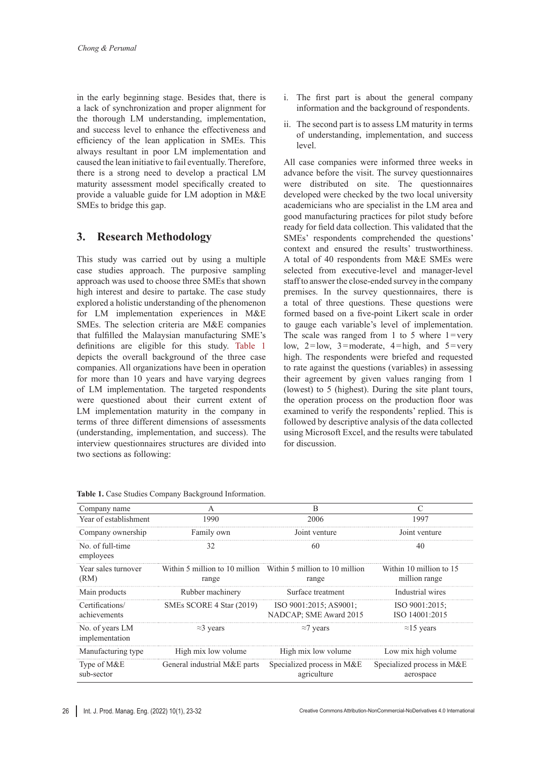in the early beginning stage. Besides that, there is a lack of synchronization and proper alignment for the thorough LM understanding, implementation, and success level to enhance the effectiveness and efficiency of the lean application in SMEs. This always resultant in poor LM implementation and caused the lean initiative to fail eventually. Therefore, there is a strong need to develop a practical LM maturity assessment model specifically created to provide a valuable guide for LM adoption in M&E SMEs to bridge this gap.

## 3. Research Methodology

This study was carried out by using a multiple case studies approach. The purposive sampling approach was used to choose three SMEs that shown high interest and desire to partake. The case study explored a holistic understanding of the phenomenon for LM implementation experiences in M&E SMEs. The selection criteria are M&E companies that fulfilled the Malaysian manufacturing SME's definitions are eligible for this study. Table 1 depicts the overall background of the three case companies. All organizations have been in operation for more than 10 years and have varying degrees of LM implementation. The targeted respondents were questioned about their current extent of LM implementation maturity in the company in terms of three different dimensions of assessments (understanding, implementation, and success). The interview questionnaires structures are divided into two sections as following:

i. The first part is about the general company information and the background of respondents.

ii. The second part is to assess LM maturity in terms of understanding, implementation, and success level.

All case companies were informed three weeks in advance before the visit. The survey questionnaires were distributed on site. The questionnaires developed were checked by the two local university academicians who are specialist in the LM area and good manufacturing practices for pilot study before ready for field data collection. This validated that the SMEs' respondents comprehended the questions' context and ensured the results' trustworthiness. A total of 40 respondents from M&E SMEs were selected from executive-level and manager-level staff to answer the close-ended survey in the company premises. In the survey questionnaires, there is a total of three questions. These questions were formed based on a five-point Likert scale in order to gauge each variable's level of implementation. The scale was ranged from 1 to 5 where 1 = very low, 2 = low, 3 = moderate, 4 = high, and 5 = very high. The respondents were briefed and requested to rate against the questions (variables) in assessing their agreement by given values ranging from 1 (lowest) to 5 (highest). During the site plant tours, the operation process on the production floor was examined to verify the respondents' replied. This is followed by descriptive analysis of the data collected using Microsoft Excel, and the results were tabulated for discussion.

**Table 1.** Case Studies Company Background Information.

| Company name | A | B | C |
|---|---|---|---|
| Year of establishment | 1990 | 2006 | 1997 |
| Company ownership | Family own | Joint venture | Joint venture |
| No. of full-time employees | 32 | 60 | 40 |
| Year sales turnover (RM) | Within 5 million to 10 million range | Within 5 million to 10 million range | Within 10 million to 15 million range |
| Main products | Rubber machinery | Surface treatment | Industrial wires |
| Certifications/ achievements | SMEs SCORE 4 Star (2019) | ISO 9001:2015; AS9001; NADCAP; SME Award 2015 | ISO 9001:2015; ISO 14001:2015 |
| No. of years LM implementation | ≈3 years | ≈7 years | ≈15 years |
| Manufacturing type | High mix low volume | High mix low volume | Low mix high volume |
| Type of M&E sub-sector | General industrial M&E parts | Specialized process in M&E agriculture | Specialized process in M&E aerospace |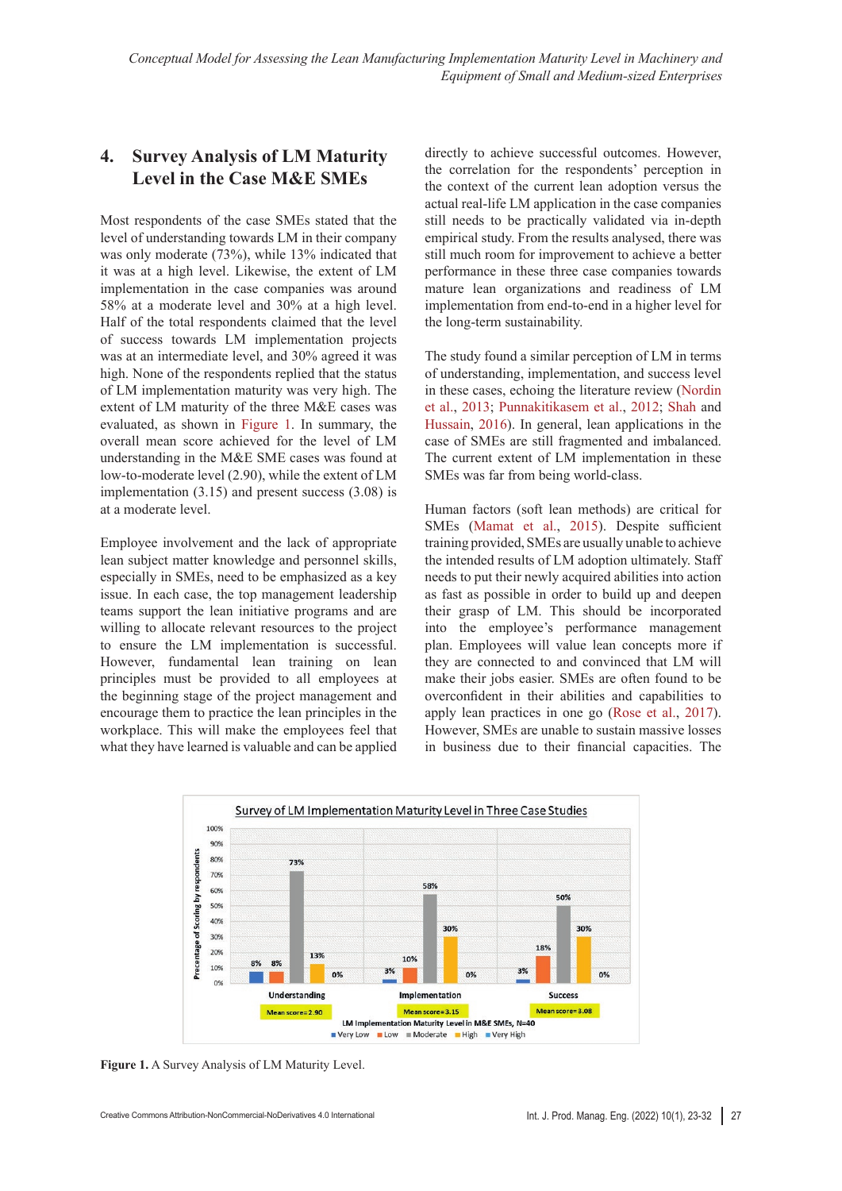## 4. Survey Analysis of LM Maturity Level in the Case M&E SMEs

Most respondents of the case SMEs stated that the level of understanding towards LM in their company was only moderate (73%), while 13% indicated that it was at a high level. Likewise, the extent of LM implementation in the case companies was around 58% at a moderate level and 30% at a high level. Half of the total respondents claimed that the level of success towards LM implementation projects was at an intermediate level, and 30% agreed it was high. None of the respondents replied that the status of LM implementation maturity was very high. The extent of LM maturity of the three M&E cases was evaluated, as shown in Figure 1. In summary, the overall mean score achieved for the level of LM understanding in the M&E SME cases was found at low-to-moderate level (2.90), while the extent of LM implementation (3.15) and present success (3.08) is at a moderate level.

Employee involvement and the lack of appropriate lean subject matter knowledge and personnel skills, especially in SMEs, need to be emphasized as a key issue. In each case, the top management leadership teams support the lean initiative programs and are willing to allocate relevant resources to the project to ensure the LM implementation is successful. However, fundamental lean training on lean principles must be provided to all employees at the beginning stage of the project management and encourage them to practice the lean principles in the workplace. This will make the employees feel that what they have learned is valuable and can be applied directly to achieve successful outcomes. However, the correlation for the respondents' perception in the context of the current lean adoption versus the actual real-life LM application in the case companies still needs to be practically validated via in-depth empirical study. From the results analysed, there was still much room for improvement to achieve a better performance in these three case companies towards mature lean organizations and readiness of LM implementation from end-to-end in a higher level for the long-term sustainability.

The study found a similar perception of LM in terms of understanding, implementation, and success level in these cases, echoing the literature review (Nordin et al., 2013; Punnakitikasem et al., 2012; Shah and Hussain, 2016). In general, lean applications in the case of SMEs are still fragmented and imbalanced. The current extent of LM implementation in these SMEs was far from being world-class.

Human factors (soft lean methods) are critical for SMEs (Mamat et al., 2015). Despite sufficient training provided, SMEs are usually unable to achieve the intended results of LM adoption ultimately. Staff needs to put their newly acquired abilities into action as fast as possible in order to build up and deepen their grasp of LM. This should be incorporated into the employee's performance management plan. Employees will value lean concepts more if they are connected to and convinced that LM will make their jobs easier. SMEs are often found to be overconfident in their abilities and capabilities to apply lean practices in one go (Rose et al., 2017). However, SMEs are unable to sustain massive losses in business due to their financial capacities. The

**Figure 1.** A Survey Analysis of LM Maturity Level.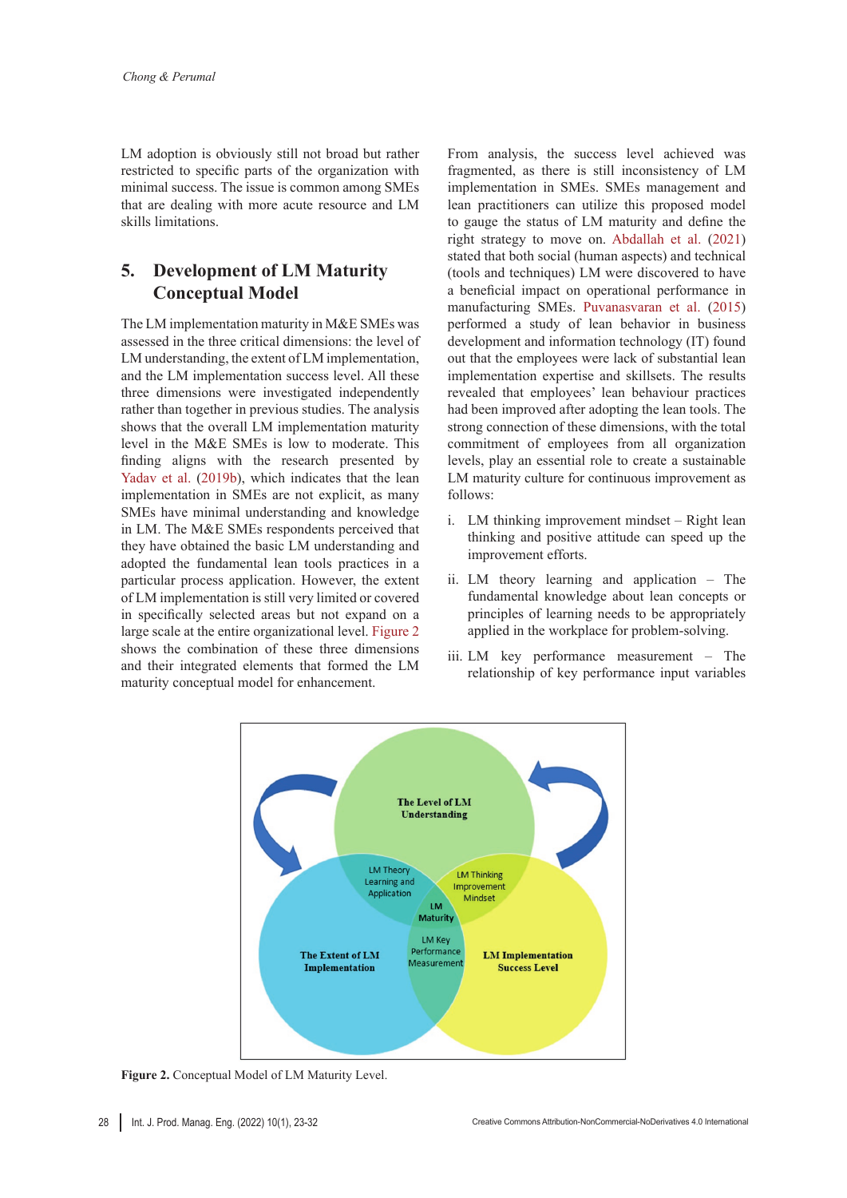LM adoption is obviously still not broad but rather restricted to specific parts of the organization with minimal success. The issue is common among SMEs that are dealing with more acute resource and LM skills limitations.

## 5. Development of LM Maturity Conceptual Model

The LM implementation maturity in M&E SMEs was assessed in the three critical dimensions: the level of LM understanding, the extent of LM implementation, and the LM implementation success level. All these three dimensions were investigated independently rather than together in previous studies. The analysis shows that the overall LM implementation maturity level in the M&E SMEs is low to moderate. This finding aligns with the research presented by Yadav et al. (2019b), which indicates that the lean implementation in SMEs are not explicit, as many SMEs have minimal understanding and knowledge in LM. The M&E SMEs respondents perceived that they have obtained the basic LM understanding and adopted the fundamental lean tools practices in a particular process application. However, the extent of LM implementation is still very limited or covered in specifically selected areas but not expand on a large scale at the entire organizational level. Figure 2 shows the combination of these three dimensions and their integrated elements that formed the LM maturity conceptual model for enhancement.

From analysis, the success level achieved was fragmented, as there is still inconsistency of LM implementation in SMEs. SMEs management and lean practitioners can utilize this proposed model to gauge the status of LM maturity and define the right strategy to move on. Abdallah et al. (2021) stated that both social (human aspects) and technical (tools and techniques) LM were discovered to have a beneficial impact on operational performance in manufacturing SMEs. Puvanasvaran et al. (2015) performed a study of lean behavior in business development and information technology (IT) found out that the employees were lack of substantial lean implementation expertise and skillsets. The results revealed that employees' lean behaviour practices had been improved after adopting the lean tools. The strong connection of these dimensions, with the total commitment of employees from all organization levels, play an essential role to create a sustainable LM maturity culture for continuous improvement as follows:

i. LM thinking improvement mindset – Right lean thinking and positive attitude can speed up the improvement efforts.

ii. LM theory learning and application – The fundamental knowledge about lean concepts or principles of learning needs to be appropriately applied in the workplace for problem-solving.

iii. LM key performance measurement – The relationship of key performance input variables

**Figure 2.** Conceptual Model of LM Maturity Level.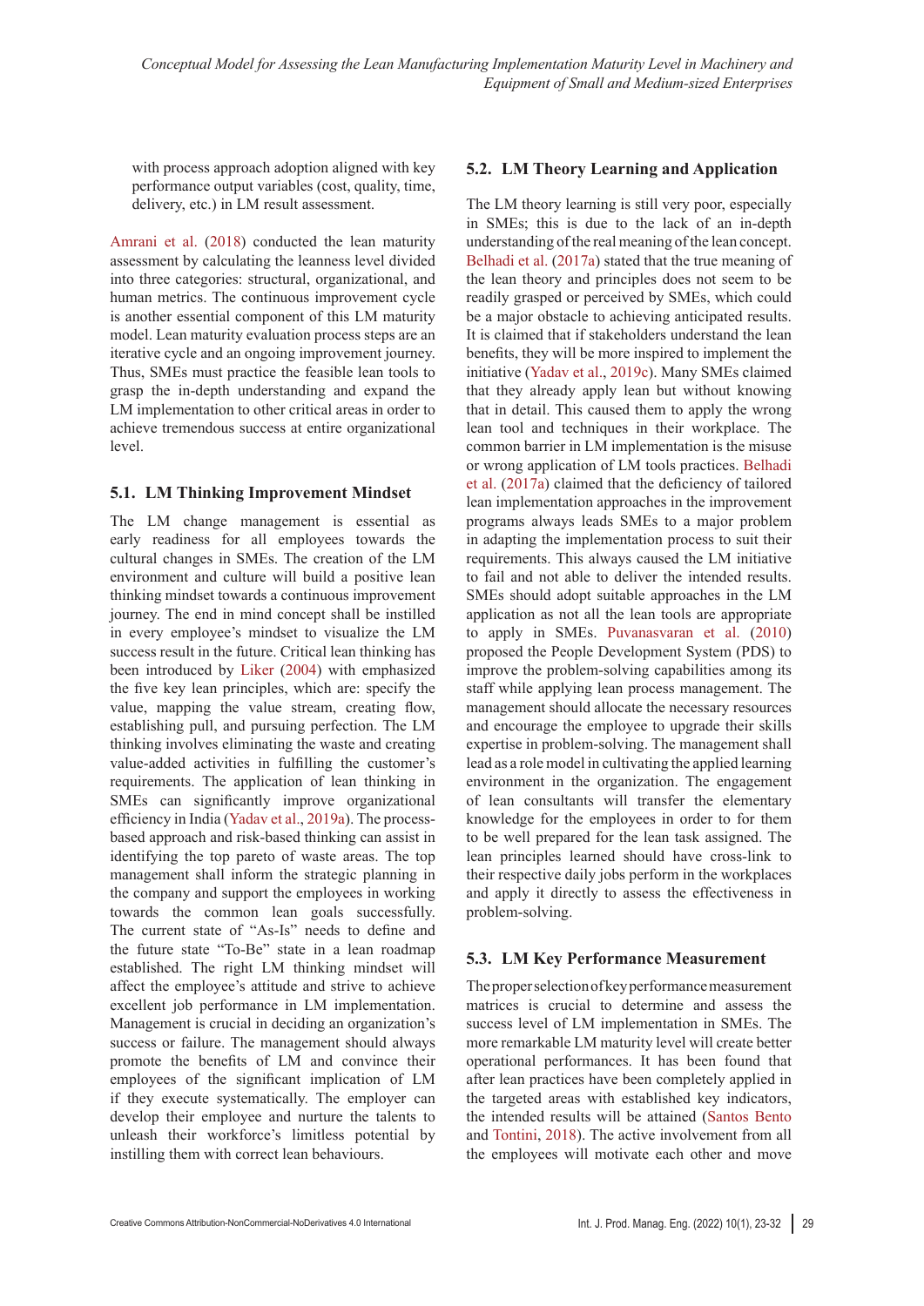with process approach adoption aligned with key performance output variables (cost, quality, time, delivery, etc.) in LM result assessment.

Amrani et al. (2018) conducted the lean maturity assessment by calculating the leanness level divided into three categories: structural, organizational, and human metrics. The continuous improvement cycle is another essential component of this LM maturity model. Lean maturity evaluation process steps are an iterative cycle and an ongoing improvement journey. Thus, SMEs must practice the feasible lean tools to grasp the in-depth understanding and expand the LM implementation to other critical areas in order to achieve tremendous success at entire organizational level.

### 5.1. LM Thinking Improvement Mindset

The LM change management is essential as early readiness for all employees towards the cultural changes in SMEs. The creation of the LM environment and culture will build a positive lean thinking mindset towards a continuous improvement journey. The end in mind concept shall be instilled in every employee's mindset to visualize the LM success result in the future. Critical lean thinking has been introduced by Liker (2004) with emphasized the five key lean principles, which are: specify the value, mapping the value stream, creating flow, establishing pull, and pursuing perfection. The LM thinking involves eliminating the waste and creating value-added activities in fulfilling the customer's requirements. The application of lean thinking in SMEs can significantly improve organizational efficiency in India (Yadav et al., 2019a). The process-based approach and risk-based thinking can assist in identifying the top pareto of waste areas. The top management shall inform the strategic planning in the company and support the employees in working towards the common lean goals successfully. The current state of "As-Is" needs to define and the future state "To-Be" state in a lean roadmap established. The right LM thinking mindset will affect the employee's attitude and strive to achieve excellent job performance in LM implementation. Management is crucial in deciding an organization's success or failure. The management should always promote the benefits of LM and convince their employees of the significant implication of LM if they execute systematically. The employer can develop their employee and nurture the talents to unleash their workforce's limitless potential by instilling them with correct lean behaviours.

### 5.2. LM Theory Learning and Application

The LM theory learning is still very poor, especially in SMEs; this is due to the lack of an in-depth understanding of the real meaning of the lean concept. Belhadi et al. (2017a) stated that the true meaning of the lean theory and principles does not seem to be readily grasped or perceived by SMEs, which could be a major obstacle to achieving anticipated results. It is claimed that if stakeholders understand the lean benefits, they will be more inspired to implement the initiative (Yadav et al., 2019c). Many SMEs claimed that they already apply lean but without knowing that in detail. This caused them to apply the wrong lean tool and techniques in their workplace. The common barrier in LM implementation is the misuse or wrong application of LM tools practices. Belhadi et al. (2017a) claimed that the deficiency of tailored lean implementation approaches in the improvement programs always leads SMEs to a major problem in adapting the implementation process to suit their requirements. This always caused the LM initiative to fail and not able to deliver the intended results. SMEs should adopt suitable approaches in the LM application as not all the lean tools are appropriate to apply in SMEs. Puvanasvaran et al. (2010) proposed the People Development System (PDS) to improve the problem-solving capabilities among its staff while applying lean process management. The management should allocate the necessary resources and encourage the employee to upgrade their skills expertise in problem-solving. The management shall lead as a role model in cultivating the applied learning environment in the organization. The engagement of lean consultants will transfer the elementary knowledge for the employees in order to for them to be well prepared for the lean task assigned. The lean principles learned should have cross-link to their respective daily jobs perform in the workplaces and apply it directly to assess the effectiveness in problem-solving.

### 5.3. LM Key Performance Measurement

The proper selection of key performance measurement matrices is crucial to determine and assess the success level of LM implementation in SMEs. The more remarkable LM maturity level will create better operational performances. It has been found that after lean practices have been completely applied in the targeted areas with established key indicators, the intended results will be attained (Santos Bento and Tontini, 2018). The active involvement from all the employees will motivate each other and move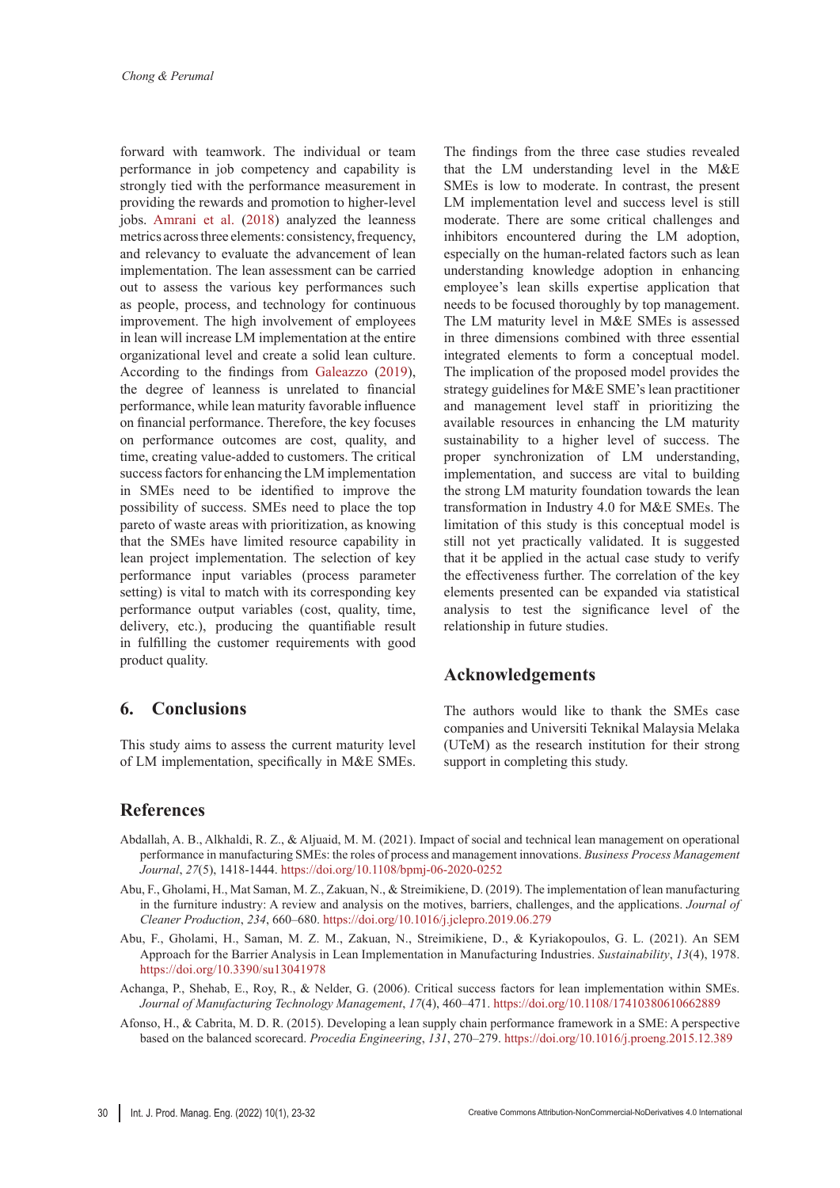forward with teamwork. The individual or team performance in job competency and capability is strongly tied with the performance measurement in providing the rewards and promotion to higher-level jobs. Amrani et al. (2018) analyzed the leanness metrics across three elements: consistency, frequency, and relevancy to evaluate the advancement of lean implementation. The lean assessment can be carried out to assess the various key performances such as people, process, and technology for continuous improvement. The high involvement of employees in lean will increase LM implementation at the entire organizational level and create a solid lean culture. According to the findings from Galeazzo (2019), the degree of leanness is unrelated to financial performance, while lean maturity favorable influence on financial performance. Therefore, the key focuses on performance outcomes are cost, quality, and time, creating value-added to customers. The critical success factors for enhancing the LM implementation in SMEs need to be identified to improve the possibility of success. SMEs need to place the top pareto of waste areas with prioritization, as knowing that the SMEs have limited resource capability in lean project implementation. The selection of key performance input variables (process parameter setting) is vital to match with its corresponding key performance output variables (cost, quality, time, delivery, etc.), producing the quantifiable result in fulfilling the customer requirements with good product quality.

## 6. Conclusions

This study aims to assess the current maturity level of LM implementation, specifically in M&E SMEs. The findings from the three case studies revealed that the LM understanding level in the M&E SMEs is low to moderate. In contrast, the present LM implementation level and success level is still moderate. There are some critical challenges and inhibitors encountered during the LM adoption, especially on the human-related factors such as lean understanding knowledge adoption in enhancing employee's lean skills expertise application that needs to be focused thoroughly by top management. The LM maturity level in M&E SMEs is assessed in three dimensions combined with three essential integrated elements to form a conceptual model. The implication of the proposed model provides the strategy guidelines for M&E SME's lean practitioner and management level staff in prioritizing the available resources in enhancing the LM maturity sustainability to a higher level of success. The proper synchronization of LM understanding, implementation, and success are vital to building the strong LM maturity foundation towards the lean transformation in Industry 4.0 for M&E SMEs. The limitation of this study is this conceptual model is still not yet practically validated. It is suggested that it be applied in the actual case study to verify the effectiveness further. The correlation of the key elements presented can be expanded via statistical analysis to test the significance level of the relationship in future studies.

## Acknowledgements

The authors would like to thank the SMEs case companies and Universiti Teknikal Malaysia Melaka (UTeM) as the research institution for their strong support in completing this study.

## References

Abdallah, A. B., Alkhaldi, R. Z., & Aljuaid, M. M. (2021). Impact of social and technical lean management on operational performance in manufacturing SMEs: the roles of process and management innovations. *Business Process Management Journal*, *27*(5), 1418-1444. https://doi.org/10.1108/bpmj-06-2020-0252

Abu, F., Gholami, H., Mat Saman, M. Z., Zakuan, N., & Streimikiene, D. (2019). The implementation of lean manufacturing in the furniture industry: A review and analysis on the motives, barriers, challenges, and the applications. *Journal of Cleaner Production*, *234*, 660–680. https://doi.org/10.1016/j.jclepro.2019.06.279

Abu, F., Gholami, H., Saman, M. Z. M., Zakuan, N., Streimikiene, D., & Kyriakopoulos, G. L. (2021). An SEM Approach for the Barrier Analysis in Lean Implementation in Manufacturing Industries. *Sustainability*, *13*(4), 1978. https://doi.org/10.3390/su13041978

Achanga, P., Shehab, E., Roy, R., & Nelder, G. (2006). Critical success factors for lean implementation within SMEs. *Journal of Manufacturing Technology Management*, *17*(4), 460–471. https://doi.org/10.1108/17410380610662889

Afonso, H., & Cabrita, M. D. R. (2015). Developing a lean supply chain performance framework in a SME: A perspective based on the balanced scorecard. *Procedia Engineering*, *131*, 270–279. https://doi.org/10.1016/j.proeng.2015.12.389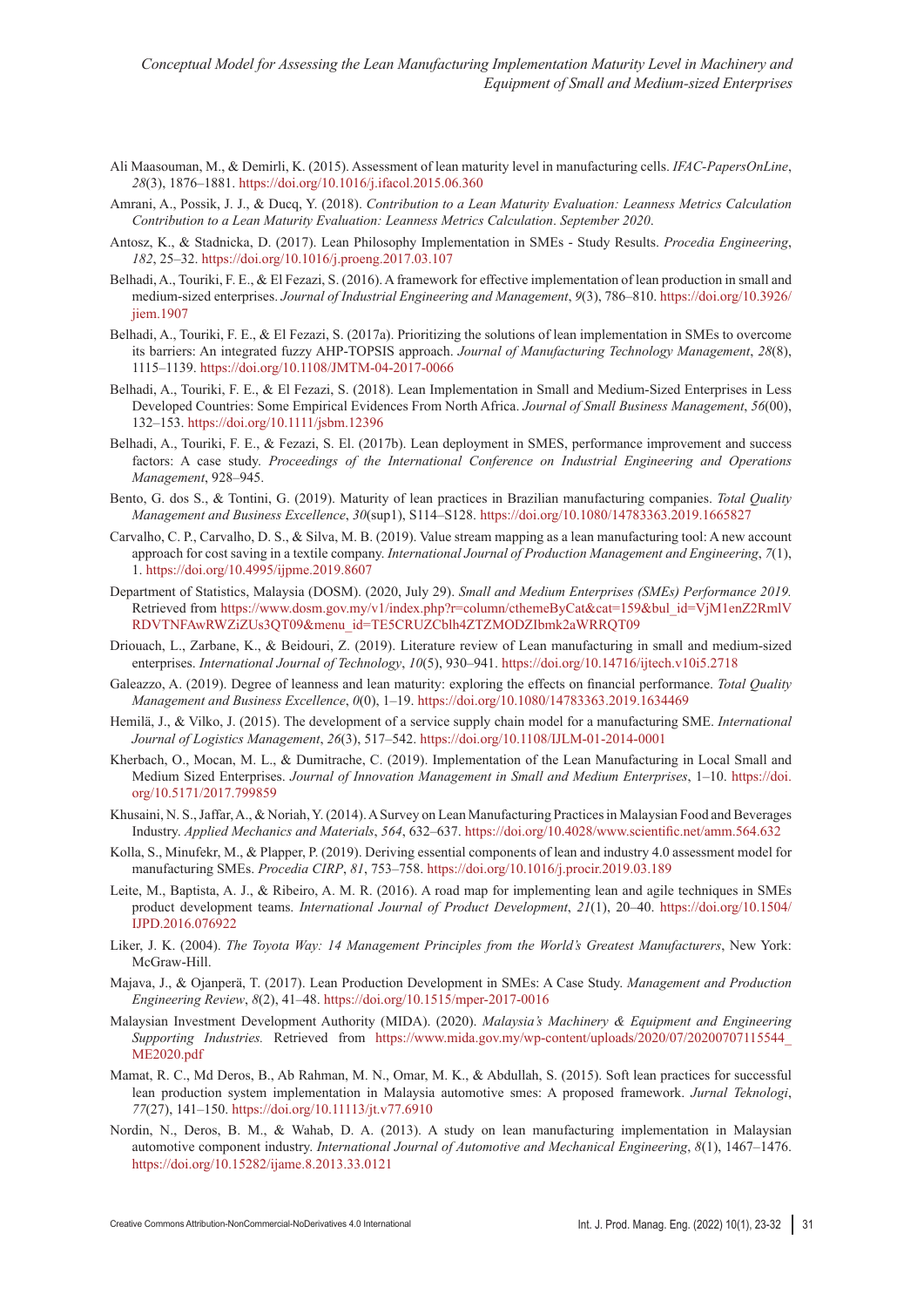Ali Maasouman, M., & Demirli, K. (2015). Assessment of lean maturity level in manufacturing cells. *IFAC-PapersOnLine*, *28*(3), 1876–1881. https://doi.org/10.1016/j.ifacol.2015.06.360

Amrani, A., Possik, J. J., & Ducq, Y. (2018). *Contribution to a Lean Maturity Evaluation: Leanness Metrics Calculation Contribution to a Lean Maturity Evaluation: Leanness Metrics Calculation*. *September 2020*.

Antosz, K., & Stadnicka, D. (2017). Lean Philosophy Implementation in SMEs - Study Results. *Procedia Engineering*, *182*, 25–32. https://doi.org/10.1016/j.proeng.2017.03.107

Belhadi, A., Touriki, F. E., & El Fezazi, S. (2016). A framework for effective implementation of lean production in small and medium-sized enterprises. *Journal of Industrial Engineering and Management*, *9*(3), 786–810. https://doi.org/10.3926/jiem.1907

Belhadi, A., Touriki, F. E., & El Fezazi, S. (2017a). Prioritizing the solutions of lean implementation in SMEs to overcome its barriers: An integrated fuzzy AHP-TOPSIS approach. *Journal of Manufacturing Technology Management*, *28*(8), 1115–1139. https://doi.org/10.1108/JMTM-04-2017-0066

Belhadi, A., Touriki, F. E., & El Fezazi, S. (2018). Lean Implementation in Small and Medium-Sized Enterprises in Less Developed Countries: Some Empirical Evidences From North Africa. *Journal of Small Business Management*, *56*(00), 132–153. https://doi.org/10.1111/jsbm.12396

Belhadi, A., Touriki, F. E., & Fezazi, S. El. (2017b). Lean deployment in SMES, performance improvement and success factors: A case study. *Proceedings of the International Conference on Industrial Engineering and Operations Management*, 928–945.

Bento, G. dos S., & Tontini, G. (2019). Maturity of lean practices in Brazilian manufacturing companies. *Total Quality Management and Business Excellence*, *30*(sup1), S114–S128. https://doi.org/10.1080/14783363.2019.1665827

Carvalho, C. P., Carvalho, D. S., & Silva, M. B. (2019). Value stream mapping as a lean manufacturing tool: A new account approach for cost saving in a textile company. *International Journal of Production Management and Engineering*, *7*(1), 1. https://doi.org/10.4995/ijpme.2019.8607

Department of Statistics, Malaysia (DOSM). (2020, July 29). *Small and Medium Enterprises (SMEs) Performance 2019.* Retrieved from https://www.dosm.gov.my/v1/index.php?r=column/cthemeByCat&cat=159&bul_id=VjM1enZ2RmlVRDVTNFAwRWZiZUs3QT09&menu_id=TE5CRUZCblh4ZTZMODZIbmk2aWRRQT09

Driouach, L., Zarbane, K., & Beidouri, Z. (2019). Literature review of Lean manufacturing in small and medium-sized enterprises. *International Journal of Technology*, *10*(5), 930–941. https://doi.org/10.14716/ijtech.v10i5.2718

Galeazzo, A. (2019). Degree of leanness and lean maturity: exploring the effects on financial performance. *Total Quality Management and Business Excellence*, *0*(0), 1–19. https://doi.org/10.1080/14783363.2019.1634469

Hemilä, J., & Vilko, J. (2015). The development of a service supply chain model for a manufacturing SME. *International Journal of Logistics Management*, *26*(3), 517–542. https://doi.org/10.1108/IJLM-01-2014-0001

Kherbach, O., Mocan, M. L., & Dumitrache, C. (2019). Implementation of the Lean Manufacturing in Local Small and Medium Sized Enterprises. *Journal of Innovation Management in Small and Medium Enterprises*, 1–10. https://doi.org/10.5171/2017.799859

Khusaini, N. S., Jaffar, A., & Noriah, Y. (2014). A Survey on Lean Manufacturing Practices in Malaysian Food and Beverages Industry. *Applied Mechanics and Materials*, *564*, 632–637. https://doi.org/10.4028/www.scientific.net/amm.564.632

Kolla, S., Minufekr, M., & Plapper, P. (2019). Deriving essential components of lean and industry 4.0 assessment model for manufacturing SMEs. *Procedia CIRP*, *81*, 753–758. https://doi.org/10.1016/j.procir.2019.03.189

Leite, M., Baptista, A. J., & Ribeiro, A. M. R. (2016). A road map for implementing lean and agile techniques in SMEs product development teams. *International Journal of Product Development*, *21*(1), 20–40. https://doi.org/10.1504/IJPD.2016.076922

Liker, J. K. (2004). *The Toyota Way: 14 Management Principles from the World's Greatest Manufacturers*, New York: McGraw-Hill.

Majava, J., & Ojanperä, T. (2017). Lean Production Development in SMEs: A Case Study. *Management and Production Engineering Review*, *8*(2), 41–48. https://doi.org/10.1515/mper-2017-0016

Malaysian Investment Development Authority (MIDA). (2020). *Malaysia's Machinery & Equipment and Engineering Supporting Industries.* Retrieved from https://www.mida.gov.my/wp-content/uploads/2020/07/20200707115544_ME2020.pdf

Mamat, R. C., Md Deros, B., Ab Rahman, M. N., Omar, M. K., & Abdullah, S. (2015). Soft lean practices for successful lean production system implementation in Malaysia automotive smes: A proposed framework. *Jurnal Teknologi*, *77*(27), 141–150. https://doi.org/10.11113/jt.v77.6910

Nordin, N., Deros, B. M., & Wahab, D. A. (2013). A study on lean manufacturing implementation in Malaysian automotive component industry. *International Journal of Automotive and Mechanical Engineering*, *8*(1), 1467–1476. https://doi.org/10.15282/ijame.8.2013.33.0121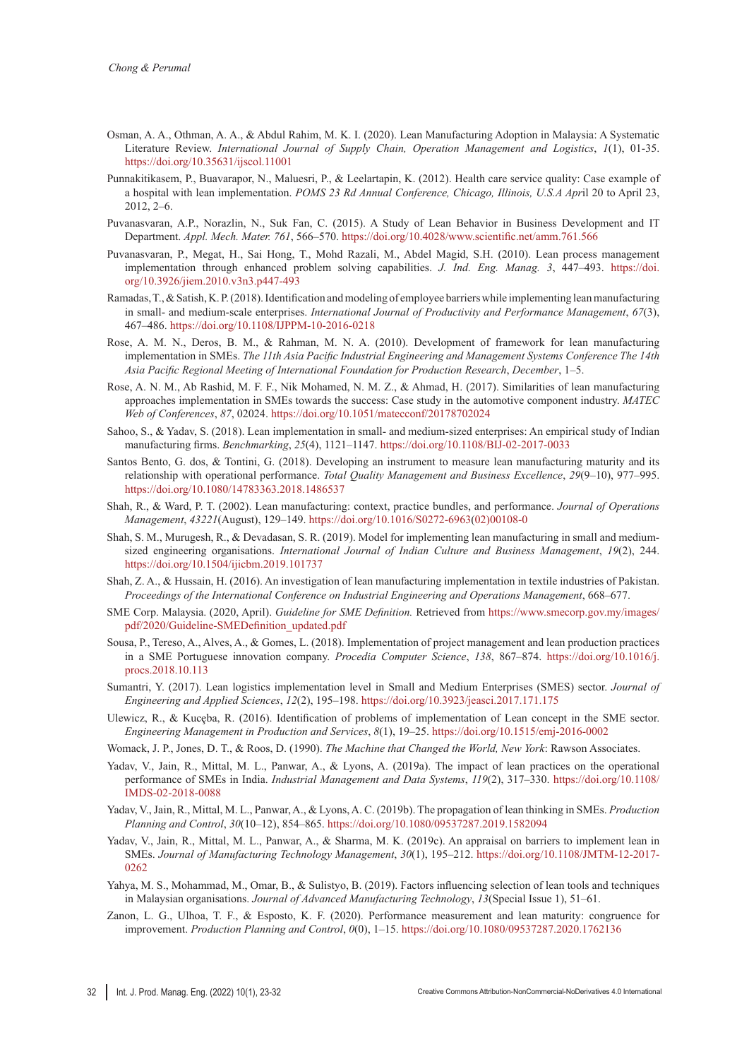Osman, A. A., Othman, A. A., & Abdul Rahim, M. K. I. (2020). Lean Manufacturing Adoption in Malaysia: A Systematic Literature Review. *International Journal of Supply Chain, Operation Management and Logistics*, *1*(1), 01-35. https://doi.org/10.35631/ijscol.11001

Punnakitikasem, P., Buavarapor, N., Maluesri, P., & Leelartapin, K. (2012). Health care service quality: Case example of a hospital with lean implementation. *POMS 23 Rd Annual Conference, Chicago, Illinois, U.S.A Apri*l 20 to April 23, 2012, 2–6.

Puvanasvaran, A.P., Norazlin, N., Suk Fan, C. (2015). A Study of Lean Behavior in Business Development and IT Department. *Appl. Mech. Mater. 761*, 566–570. https://doi.org/10.4028/www.scientific.net/amm.761.566

Puvanasvaran, P., Megat, H., Sai Hong, T., Mohd Razali, M., Abdel Magid, S.H. (2010). Lean process management implementation through enhanced problem solving capabilities. *J. Ind. Eng. Manag. 3*, 447–493. https://doi.org/10.3926/jiem.2010.v3n3.p447-493

Ramadas, T., & Satish, K. P. (2018). Identification and modeling of employee barriers while implementing lean manufacturing in small- and medium-scale enterprises. *International Journal of Productivity and Performance Management*, *67*(3), 467–486. https://doi.org/10.1108/IJPPM-10-2016-0218

Rose, A. M. N., Deros, B. M., & Rahman, M. N. A. (2010). Development of framework for lean manufacturing implementation in SMEs. *The 11th Asia Pacific Industrial Engineering and Management Systems Conference The 14th Asia Pacific Regional Meeting of International Foundation for Production Research*, *December*, 1–5.

Rose, A. N. M., Ab Rashid, M. F. F., Nik Mohamed, N. M. Z., & Ahmad, H. (2017). Similarities of lean manufacturing approaches implementation in SMEs towards the success: Case study in the automotive component industry. *MATEC Web of Conferences*, *87*, 02024. https://doi.org/10.1051/matecconf/20178702024

Sahoo, S., & Yadav, S. (2018). Lean implementation in small- and medium-sized enterprises: An empirical study of Indian manufacturing firms. *Benchmarking*, *25*(4), 1121–1147. https://doi.org/10.1108/BIJ-02-2017-0033

Santos Bento, G. dos, & Tontini, G. (2018). Developing an instrument to measure lean manufacturing maturity and its relationship with operational performance. *Total Quality Management and Business Excellence*, *29*(9–10), 977–995. https://doi.org/10.1080/14783363.2018.1486537

Shah, R., & Ward, P. T. (2002). Lean manufacturing: context, practice bundles, and performance. *Journal of Operations Management*, *43221*(August), 129–149. https://doi.org/10.1016/S0272-6963(02)00108-0

Shah, S. M., Murugesh, R., & Devadasan, S. R. (2019). Model for implementing lean manufacturing in small and medium-sized engineering organisations. *International Journal of Indian Culture and Business Management*, *19*(2), 244. https://doi.org/10.1504/ijicbm.2019.101737

Shah, Z. A., & Hussain, H. (2016). An investigation of lean manufacturing implementation in textile industries of Pakistan. *Proceedings of the International Conference on Industrial Engineering and Operations Management*, 668–677.

SME Corp. Malaysia. (2020, April). *Guideline for SME Definition.* Retrieved from https://www.smecorp.gov.my/images/pdf/2020/Guideline-SMEDefinition_updated.pdf

Sousa, P., Tereso, A., Alves, A., & Gomes, L. (2018). Implementation of project management and lean production practices in a SME Portuguese innovation company. *Procedia Computer Science*, *138*, 867–874. https://doi.org/10.1016/j.procs.2018.10.113

Sumantri, Y. (2017). Lean logistics implementation level in Small and Medium Enterprises (SMES) sector. *Journal of Engineering and Applied Sciences*, *12*(2), 195–198. https://doi.org/10.3923/jeasci.2017.171.175

Ulewicz, R., & Kuczba, R. (2016). Identification of problems of implementation of Lean concept in the SME sector. *Engineering Management in Production and Services*, *8*(1), 19–25. https://doi.org/10.1515/emj-2016-0002

Womack, J. P., Jones, D. T., & Roos, D. (1990). *The Machine that Changed the World, New York*: Rawson Associates.

Yadav, V., Jain, R., Mittal, M. L., Panwar, A., & Lyons, A. (2019a). The impact of lean practices on the operational performance of SMEs in India. *Industrial Management and Data Systems*, *119*(2), 317–330. https://doi.org/10.1108/IMDS-02-2018-0088

Yadav, V., Jain, R., Mittal, M. L., Panwar, A., & Lyons, A. C. (2019b). The propagation of lean thinking in SMEs. *Production Planning and Control*, *30*(10–12), 854–865. https://doi.org/10.1080/09537287.2019.1582094

Yadav, V., Jain, R., Mittal, M. L., Panwar, A., & Sharma, M. K. (2019c). An appraisal on barriers to implement lean in SMEs. *Journal of Manufacturing Technology Management*, *30*(1), 195–212. https://doi.org/10.1108/JMTM-12-2017-0262

Yahya, M. S., Mohammad, M., Omar, B., & Sulistyo, B. (2019). Factors influencing selection of lean tools and techniques in Malaysian organisations. *Journal of Advanced Manufacturing Technology*, *13*(Special Issue 1), 51–61.

Zanon, L. G., Ulhoa, T. F., & Esposto, K. F. (2020). Performance measurement and lean maturity: congruence for improvement. *Production Planning and Control*, *0*(0), 1–15. https://doi.org/10.1080/09537287.2020.1762136